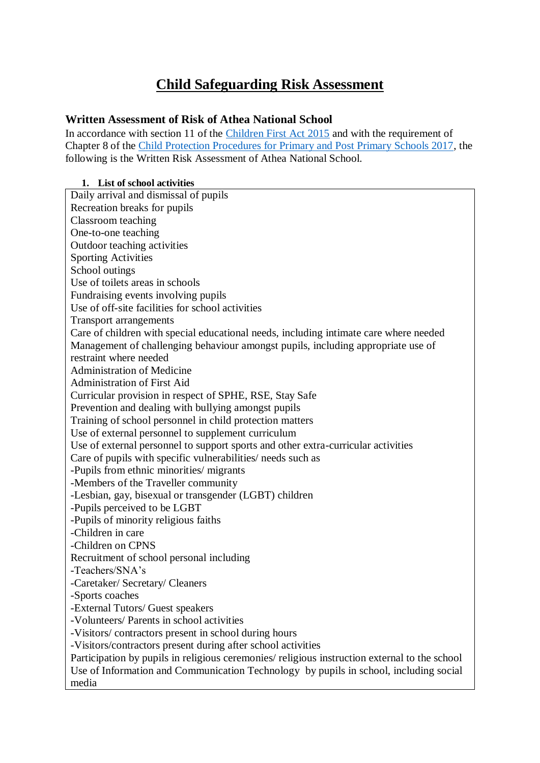# Child Safeguarding Risk Assessment

## Written Assessment of Risk of Athea National School

In accordance with section 11 of the Children First Act 2015 and with the requirement of Chapter 8 of the Child Protection Procedures for Primary and Post Primary Schools 2017, the following is the Written Risk Assessment of Athea National School.

### 1. List of school activities

| |
|---|
| Daily arrival and dismissal of pupils<br>Recreation breaks for pupils<br>Classroom teaching<br>One-to-one teaching<br>Outdoor teaching activities<br>Sporting Activities<br>School outings<br>Use of toilets areas in schools<br>Fundraising events involving pupils<br>Use of off-site facilities for school activities<br>Transport arrangements<br>Care of children with special educational needs, including intimate care where needed<br>Management of challenging behaviour amongst pupils, including appropriate use of restraint where needed<br>Administration of Medicine<br>Administration of First Aid<br>Curricular provision in respect of SPHE, RSE, Stay Safe<br>Prevention and dealing with bullying amongst pupils<br>Training of school personnel in child protection matters<br>Use of external personnel to supplement curriculum<br>Use of external personnel to support sports and other extra-curricular activities<br>Care of pupils with specific vulnerabilities/ needs such as<br>-Pupils from ethnic minorities/ migrants<br>-Members of the Traveller community<br>-Lesbian, gay, bisexual or transgender (LGBT) children<br>-Pupils perceived to be LGBT<br>-Pupils of minority religious faiths<br>-Children in care<br>-Children on CPNS<br>Recruitment of school personal including<br>-Teachers/SNA's<br>-Caretaker/ Secretary/ Cleaners<br>-Sports coaches<br>-External Tutors/ Guest speakers<br>-Volunteers/ Parents in school activities<br>-Visitors/ contractors present in school during hours<br>-Visitors/contractors present during after school activities<br>Participation by pupils in religious ceremonies/ religious instruction external to the school<br>Use of Information and Communication Technology by pupils in school, including social media |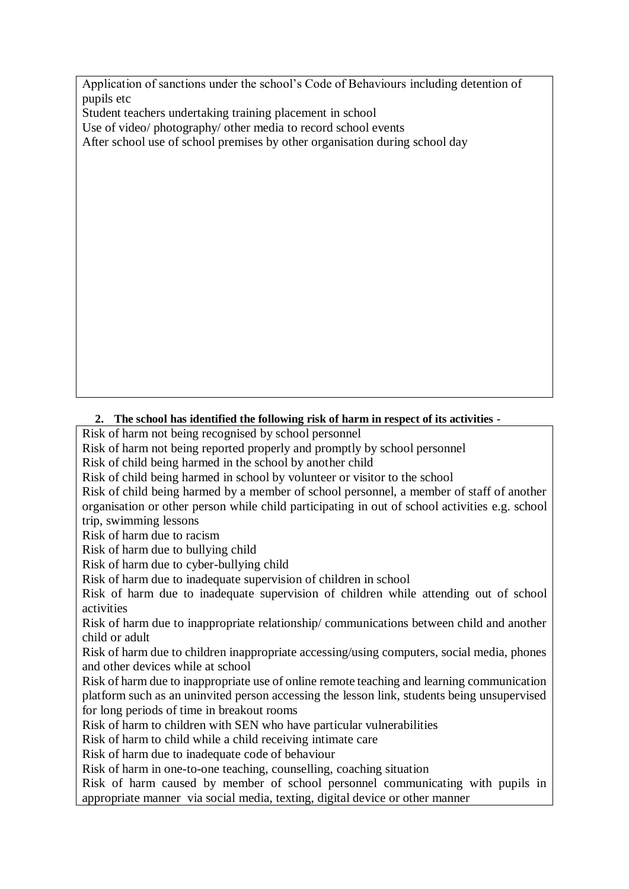Application of sanctions under the school's Code of Behaviours including detention of pupils etc

Student teachers undertaking training placement in school

Use of video/ photography/ other media to record school events

After school use of school premises by other organisation during school day

**2. The school has identified the following risk of harm in respect of its activities -**

Risk of harm not being recognised by school personnel

Risk of harm not being reported properly and promptly by school personnel

Risk of child being harmed in the school by another child

Risk of child being harmed in school by volunteer or visitor to the school

Risk of child being harmed by a member of school personnel, a member of staff of another organisation or other person while child participating in out of school activities e.g. school trip, swimming lessons

Risk of harm due to racism

Risk of harm due to bullying child

Risk of harm due to cyber-bullying child

Risk of harm due to inadequate supervision of children in school

Risk of harm due to inadequate supervision of children while attending out of school activities

Risk of harm due to inappropriate relationship/ communications between child and another child or adult

Risk of harm due to children inappropriate accessing/using computers, social media, phones and other devices while at school

Risk of harm due to inappropriate use of online remote teaching and learning communication platform such as an uninvited person accessing the lesson link, students being unsupervised for long periods of time in breakout rooms

Risk of harm to children with SEN who have particular vulnerabilities

Risk of harm to child while a child receiving intimate care

Risk of harm due to inadequate code of behaviour

Risk of harm in one-to-one teaching, counselling, coaching situation

Risk of harm caused by member of school personnel communicating with pupils in appropriate manner via social media, texting, digital device or other manner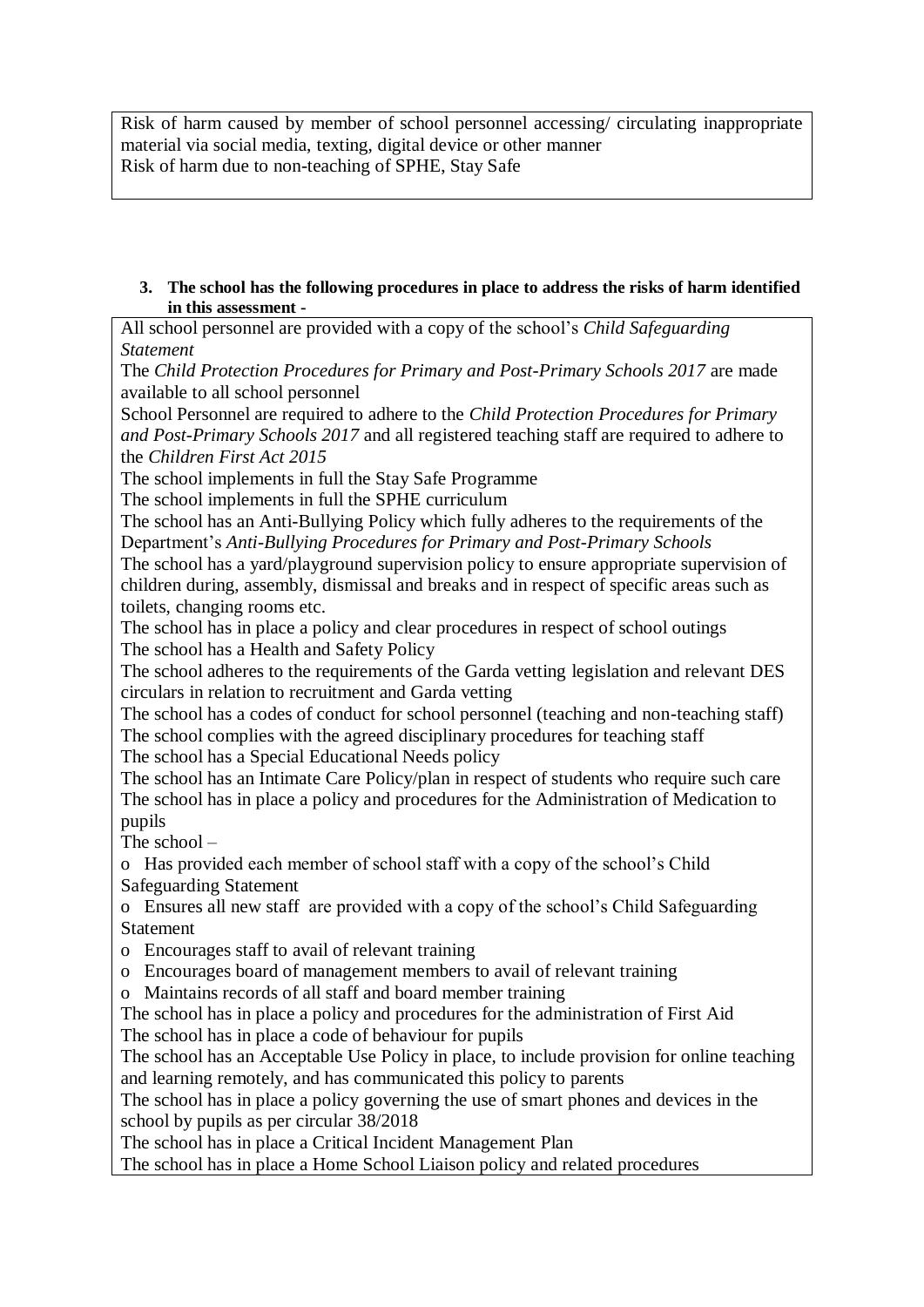Risk of harm caused by member of school personnel accessing/ circulating inappropriate material via social media, texting, digital device or other manner
Risk of harm due to non-teaching of SPHE, Stay Safe

**3. The school has the following procedures in place to address the risks of harm identified in this assessment -**

All school personnel are provided with a copy of the school's *Child Safeguarding Statement*
The *Child Protection Procedures for Primary and Post-Primary Schools 2017* are made available to all school personnel
School Personnel are required to adhere to the *Child Protection Procedures for Primary and Post-Primary Schools 2017* and all registered teaching staff are required to adhere to the *Children First Act 2015*
The school implements in full the Stay Safe Programme
The school implements in full the SPHE curriculum
The school has an Anti-Bullying Policy which fully adheres to the requirements of the Department's *Anti-Bullying Procedures for Primary and Post-Primary Schools*
The school has a yard/playground supervision policy to ensure appropriate supervision of children during, assembly, dismissal and breaks and in respect of specific areas such as toilets, changing rooms etc.
The school has in place a policy and clear procedures in respect of school outings
The school has a Health and Safety Policy
The school adheres to the requirements of the Garda vetting legislation and relevant DES circulars in relation to recruitment and Garda vetting
The school has a codes of conduct for school personnel (teaching and non-teaching staff)
The school complies with the agreed disciplinary procedures for teaching staff
The school has a Special Educational Needs policy
The school has an Intimate Care Policy/plan in respect of students who require such care
The school has in place a policy and procedures for the Administration of Medication to pupils
The school –

- Has provided each member of school staff with a copy of the school's Child Safeguarding Statement
- Ensures all new staff are provided with a copy of the school's Child Safeguarding Statement
- Encourages staff to avail of relevant training
- Encourages board of management members to avail of relevant training
- Maintains records of all staff and board member training

The school has in place a policy and procedures for the administration of First Aid
The school has in place a code of behaviour for pupils
The school has an Acceptable Use Policy in place, to include provision for online teaching and learning remotely, and has communicated this policy to parents
The school has in place a policy governing the use of smart phones and devices in the school by pupils as per circular 38/2018
The school has in place a Critical Incident Management Plan
The school has in place a Home School Liaison policy and related procedures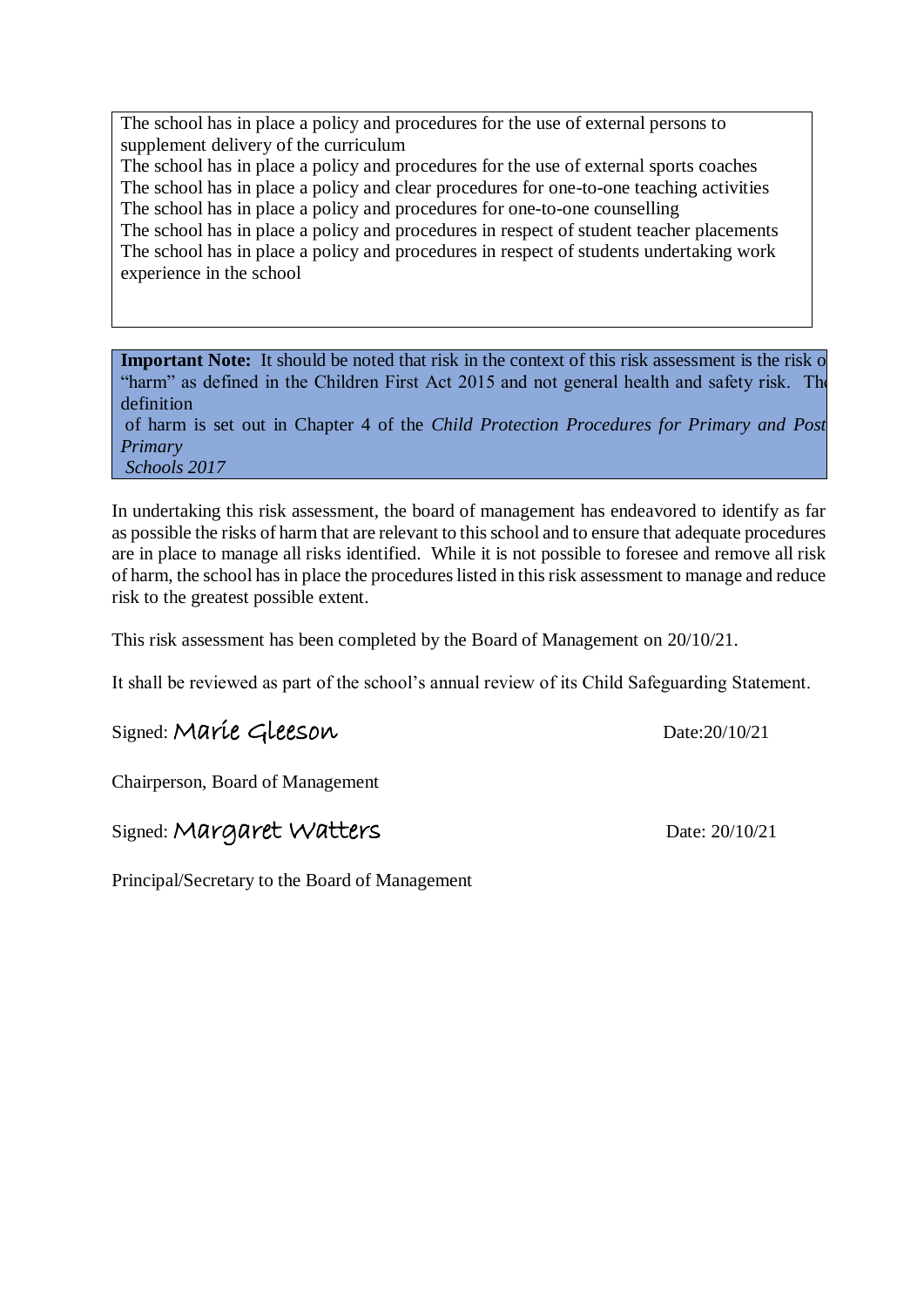The school has in place a policy and procedures for the use of external persons to supplement delivery of the curriculum
The school has in place a policy and procedures for the use of external sports coaches
The school has in place a policy and clear procedures for one-to-one teaching activities
The school has in place a policy and procedures for one-to-one counselling
The school has in place a policy and procedures in respect of student teacher placements
The school has in place a policy and procedures in respect of students undertaking work experience in the school

**Important Note:** It should be noted that risk in the context of this risk assessment is the risk of "harm" as defined in the Children First Act 2015 and not general health and safety risk. The definition of harm is set out in Chapter 4 of the *Child Protection Procedures for Primary and Post Primary Schools 2017*

In undertaking this risk assessment, the board of management has endeavored to identify as far as possible the risks of harm that are relevant to this school and to ensure that adequate procedures are in place to manage all risks identified. While it is not possible to foresee and remove all risk of harm, the school has in place the procedures listed in this risk assessment to manage and reduce risk to the greatest possible extent.

This risk assessment has been completed by the Board of Management on 20/10/21.

It shall be reviewed as part of the school's annual review of its Child Safeguarding Statement.

Signed: Marie Gleeson Date:20/10/21

Chairperson, Board of Management

Signed: Margaret Watters Date: 20/10/21

Principal/Secretary to the Board of Management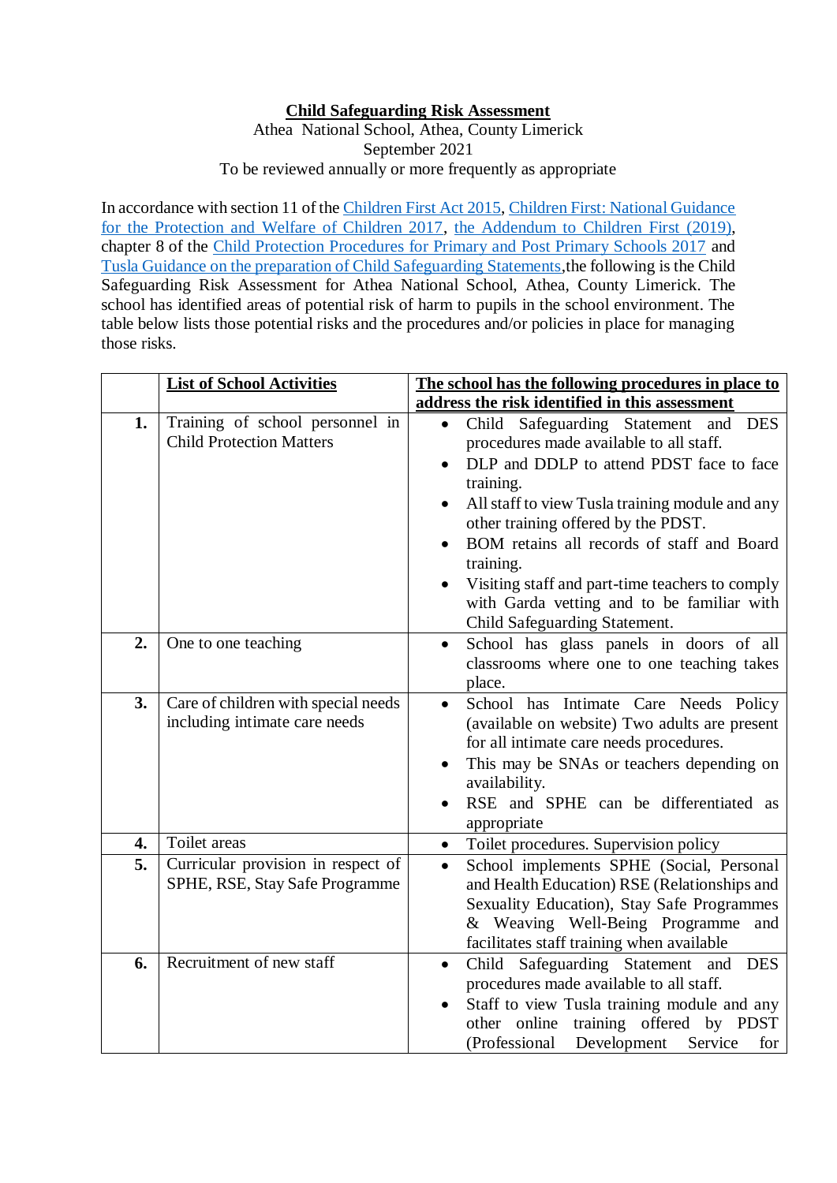**Child Safeguarding Risk Assessment**

Athea National School, Athea, County Limerick

September 2021

To be reviewed annually or more frequently as appropriate

In accordance with section 11 of the Children First Act 2015, Children First: National Guidance for the Protection and Welfare of Children 2017, the Addendum to Children First (2019), chapter 8 of the Child Protection Procedures for Primary and Post Primary Schools 2017 and Tusla Guidance on the preparation of Child Safeguarding Statements,the following is the Child Safeguarding Risk Assessment for Athea National School, Athea, County Limerick. The school has identified areas of potential risk of harm to pupils in the school environment. The table below lists those potential risks and the procedures and/or policies in place for managing those risks.

| | **List of School Activities** | **The school has the following procedures in place to address the risk identified in this assessment** |
|---|---|---|
| **1.** | Training of school personnel in Child Protection Matters | • Child Safeguarding Statement and DES procedures made available to all staff.<br>• DLP and DDLP to attend PDST face to face training.<br>• All staff to view Tusla training module and any other training offered by the PDST.<br>• BOM retains all records of staff and Board training.<br>• Visiting staff and part-time teachers to comply with Garda vetting and to be familiar with Child Safeguarding Statement. |
| **2.** | One to one teaching | • School has glass panels in doors of all classrooms where one to one teaching takes place. |
| **3.** | Care of children with special needs including intimate care needs | • School has Intimate Care Needs Policy (available on website) Two adults are present for all intimate care needs procedures.<br>• This may be SNAs or teachers depending on availability.<br>• RSE and SPHE can be differentiated as appropriate |
| **4.** | Toilet areas | • Toilet procedures. Supervision policy |
| **5.** | Curricular provision in respect of SPHE, RSE, Stay Safe Programme | • School implements SPHE (Social, Personal and Health Education) RSE (Relationships and Sexuality Education), Stay Safe Programmes & Weaving Well-Being Programme and facilitates staff training when available |
| **6.** | Recruitment of new staff | • Child Safeguarding Statement and DES procedures made available to all staff.<br>• Staff to view Tusla training module and any other online training offered by PDST (Professional Development Service for |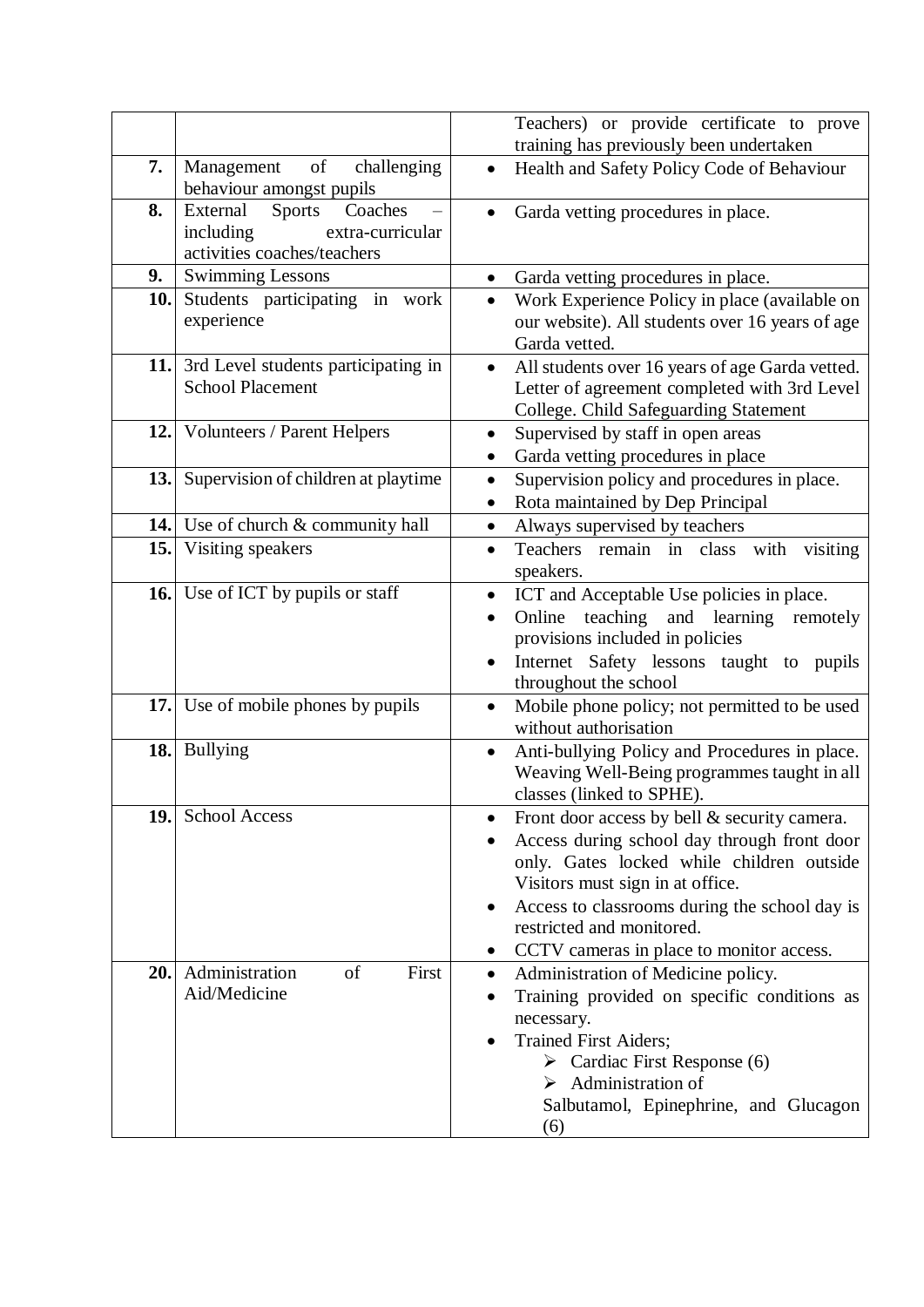| | | |
|---|---|---|
| | | Teachers) or provide certificate to prove training has previously been undertaken |
| **7.** | Management of challenging behaviour amongst pupils | • Health and Safety Policy Code of Behaviour |
| **8.** | External Sports Coaches – including extra-curricular activities coaches/teachers | • Garda vetting procedures in place. |
| **9.** | Swimming Lessons | • Garda vetting procedures in place. |
| **10.** | Students participating in work experience | • Work Experience Policy in place (available on our website). All students over 16 years of age Garda vetted. |
| **11.** | 3rd Level students participating in School Placement | • All students over 16 years of age Garda vetted. Letter of agreement completed with 3rd Level College. Child Safeguarding Statement |
| **12.** | Volunteers / Parent Helpers | • Supervised by staff in open areas<br>• Garda vetting procedures in place |
| **13.** | Supervision of children at playtime | • Supervision policy and procedures in place.<br>• Rota maintained by Dep Principal |
| **14.** | Use of church & community hall | • Always supervised by teachers |
| **15.** | Visiting speakers | • Teachers remain in class with visiting speakers. |
| **16.** | Use of ICT by pupils or staff | • ICT and Acceptable Use policies in place.<br>• Online teaching and learning remotely provisions included in policies<br>• Internet Safety lessons taught to pupils throughout the school |
| **17.** | Use of mobile phones by pupils | • Mobile phone policy; not permitted to be used without authorisation |
| **18.** | Bullying | • Anti-bullying Policy and Procedures in place. Weaving Well-Being programmes taught in all classes (linked to SPHE). |
| **19.** | School Access | • Front door access by bell & security camera.<br>• Access during school day through front door only. Gates locked while children outside Visitors must sign in at office.<br>• Access to classrooms during the school day is restricted and monitored.<br>• CCTV cameras in place to monitor access. |
| **20.** | Administration of First Aid/Medicine | • Administration of Medicine policy.<br>• Training provided on specific conditions as necessary.<br>• Trained First Aiders;<br>➢ Cardiac First Response (6)<br>➢ Administration of Salbutamol, Epinephrine, and Glucagon (6) |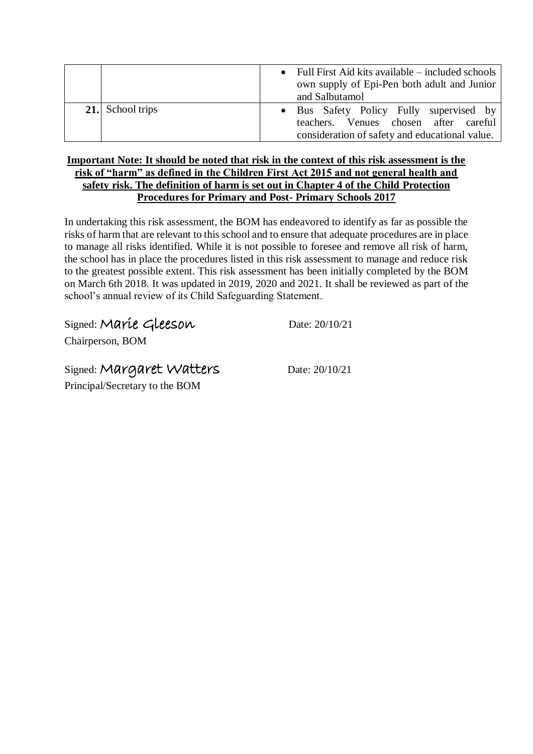| | | |
|---|---|---|
| | | • Full First Aid kits available – included schools own supply of Epi-Pen both adult and Junior and Salbutamol |
| **21.** | School trips | • Bus Safety Policy Fully supervised by teachers. Venues chosen after careful consideration of safety and educational value. |

**Important Note: It should be noted that risk in the context of this risk assessment is the risk of "harm" as defined in the Children First Act 2015 and not general health and safety risk. The definition of harm is set out in Chapter 4 of the Child Protection Procedures for Primary and Post- Primary Schools 2017**

In undertaking this risk assessment, the BOM has endeavored to identify as far as possible the risks of harm that are relevant to this school and to ensure that adequate procedures are in place to manage all risks identified. While it is not possible to foresee and remove all risk of harm, the school has in place the procedures listed in this risk assessment to manage and reduce risk to the greatest possible extent. This risk assessment has been initially completed by the BOM on March 6th 2018. It was updated in 2019, 2020 and 2021. It shall be reviewed as part of the school's annual review of its Child Safeguarding Statement.

Signed: Marie Gleeson Date: 20/10/21

Chairperson, BOM

Signed: Margaret Watters Date: 20/10/21

Principal/Secretary to the BOM